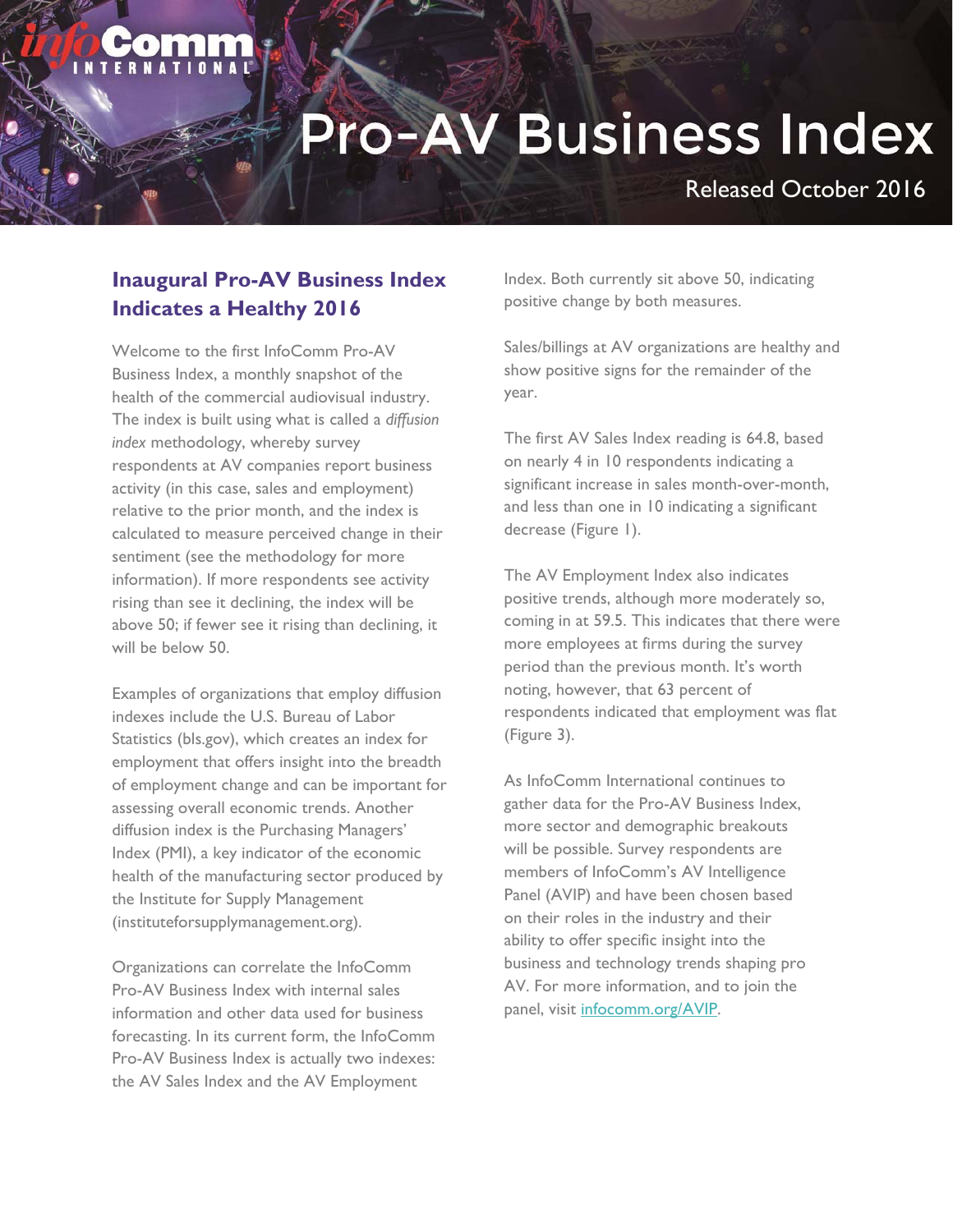# Pro-AV Business Index

Released October 2016

## Inaugural Pro-AV Business Index Indicates a Healthy 2016

Welcome to the first InfoComm Pro-AV Business Index, a monthly snapshot of the health of the commercial audiovisual industry. The index is built using what is called a *diffusion index* methodology, whereby survey respondents at AV companies report business activity (in this case, sales and employment) relative to the prior month, and the index is calculated to measure perceived change in their sentiment (see the methodology for more information). If more respondents see activity rising than see it declining, the index will be above 50; if fewer see it rising than declining, it will be below 50.

Examples of organizations that employ diffusion indexes include the U.S. Bureau of Labor Statistics (bls.gov), which creates an index for employment that offers insight into the breadth of employment change and can be important for assessing overall economic trends. Another diffusion index is the Purchasing Managers' Index (PMI), a key indicator of the economic health of the manufacturing sector produced by the Institute for Supply Management (instituteforsupplymanagement.org).

Organizations can correlate the InfoComm Pro-AV Business Index with internal sales information and other data used for business forecasting. In its current form, the InfoComm Pro-AV Business Index is actually two indexes: the AV Sales Index and the AV Employment Index. Both currently sit above 50, indicating positive change by both measures.

Sales/billings at AV organizations are healthy and show positive signs for the remainder of the year.

The first AV Sales Index reading is 64.8, based on nearly 4 in 10 respondents indicating a significant increase in sales month-over-month, and less than one in 10 indicating a significant decrease (Figure 1).

The AV Employment Index also indicates positive trends, although more moderately so, coming in at 59.5. This indicates that there were more employees at firms during the survey period than the previous month. It's worth noting, however, that 63 percent of respondents indicated that employment was flat (Figure 3).

As InfoComm International continues to gather data for the Pro-AV Business Index, more sector and demographic breakouts will be possible. Survey respondents are members of InfoComm's AV Intelligence Panel (AVIP) and have been chosen based on their roles in the industry and their ability to offer specific insight into the business and technology trends shaping pro AV. For more information, and to join the panel, visit [infocomm.org/AVIP](infocomm.org/AVIP).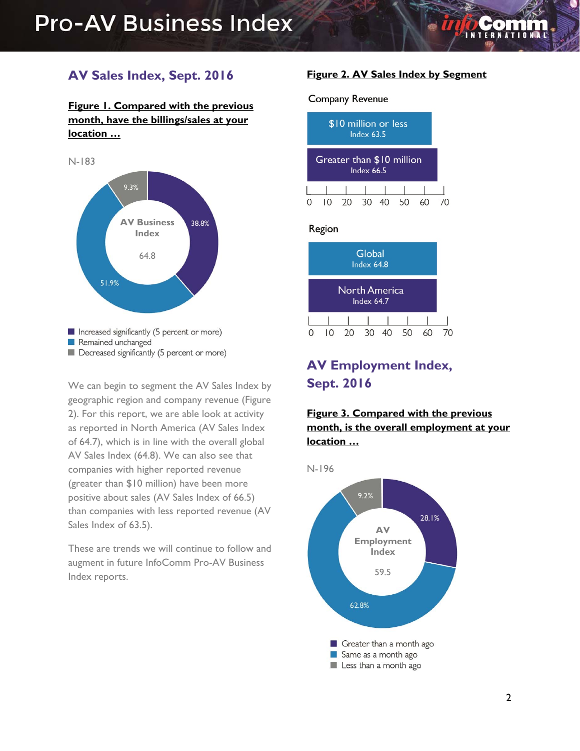## AV Sales Index, Sept. 2016

**Figure 1. Compared with the previous month, have the billings/sales at your location …**

N-183

AV Business Index

64.8

- 38.8%
- 51.9%
- 9.3%

- Increased significantly (5 percent or more)
- Remained unchanged
- Decreased significantly (5 percent or more)

We can begin to segment the AV Sales Index by geographic region and company revenue (Figure 2). For this report, we are able look at activity as reported in North America (AV Sales Index of 64.7), which is in line with the overall global AV Sales Index (64.8). We can also see that companies with higher reported revenue (greater than $10 million) have been more positive about sales (AV Sales Index of 66.5) than companies with less reported revenue (AV Sales Index of 63.5).

These are trends we will continue to follow and augment in future InfoComm Pro-AV Business Index reports.

**Figure 2. AV Sales Index by Segment**

Company Revenue

| Segment | Index |
|---|---|
| $10 million or less | 63.5 |
| Greater than $10 million | 66.5 |

Region

| Segment | Index |
|---|---|
| Global | 64.8 |
| North America | 64.7 |

## AV Employment Index, Sept. 2016

**Figure 3. Compared with the previous month, is the overall employment at your location …**

N-196

AV Employment Index

59.5

- 28.1%
- 62.8%
- 9.2%

- Greater than a month ago
- Same as a month ago
- Less than a month ago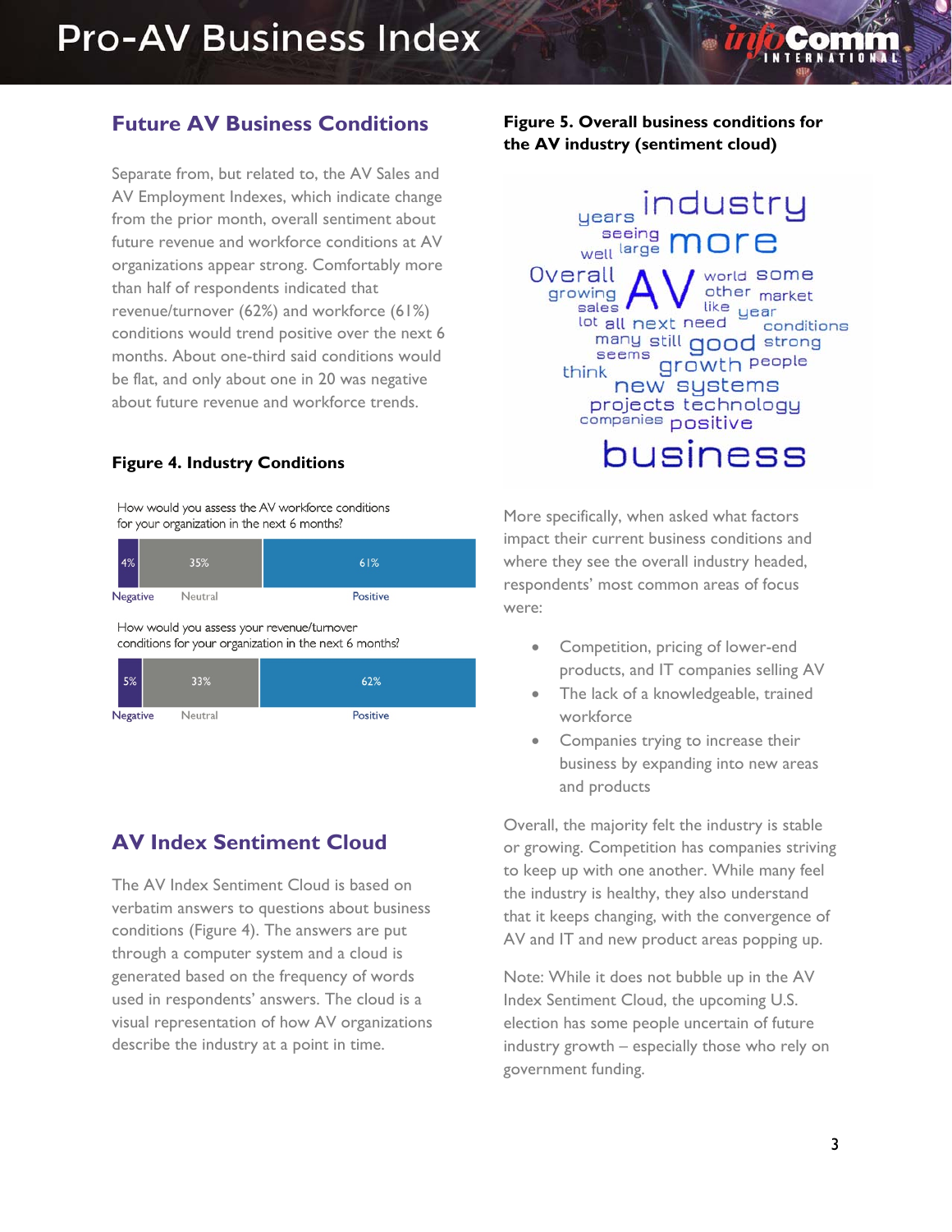## Future AV Business Conditions

Separate from, but related to, the AV Sales and AV Employment Indexes, which indicate change from the prior month, overall sentiment about future revenue and workforce conditions at AV organizations appear strong. Comfortably more than half of respondents indicated that revenue/turnover (62%) and workforce (61%) conditions would trend positive over the next 6 months. About one-third said conditions would be flat, and only about one in 20 was negative about future revenue and workforce trends.

**Figure 4. Industry Conditions**

How would you assess the AV workforce conditions for your organization in the next 6 months?

| Negative | Neutral | Positive |
|---|---|---|
| 4% | 35% | 61% |

How would you assess your revenue/turnover conditions for your organization in the next 6 months?

| Negative | Neutral | Positive |
|---|---|---|
| 5% | 33% | 62% |

## AV Index Sentiment Cloud

The AV Index Sentiment Cloud is based on verbatim answers to questions about business conditions (Figure 4). The answers are put through a computer system and a cloud is generated based on the frequency of words used in respondents' answers. The cloud is a visual representation of how AV organizations describe the industry at a point in time.

**Figure 5. Overall business conditions for the AV industry (sentiment cloud)**

years industry seeing more well large Overall AV world some growing other market sales like year lot all next need conditions many still good strong seems think growth people new systems projects technology companies positive business

More specifically, when asked what factors impact their current business conditions and where they see the overall industry headed, respondents' most common areas of focus were:

- Competition, pricing of lower-end products, and IT companies selling AV
- The lack of a knowledgeable, trained workforce
- Companies trying to increase their business by expanding into new areas and products

Overall, the majority felt the industry is stable or growing. Competition has companies striving to keep up with one another. While many feel the industry is healthy, they also understand that it keeps changing, with the convergence of AV and IT and new product areas popping up.

Note: While it does not bubble up in the AV Index Sentiment Cloud, the upcoming U.S. election has some people uncertain of future industry growth – especially those who rely on government funding.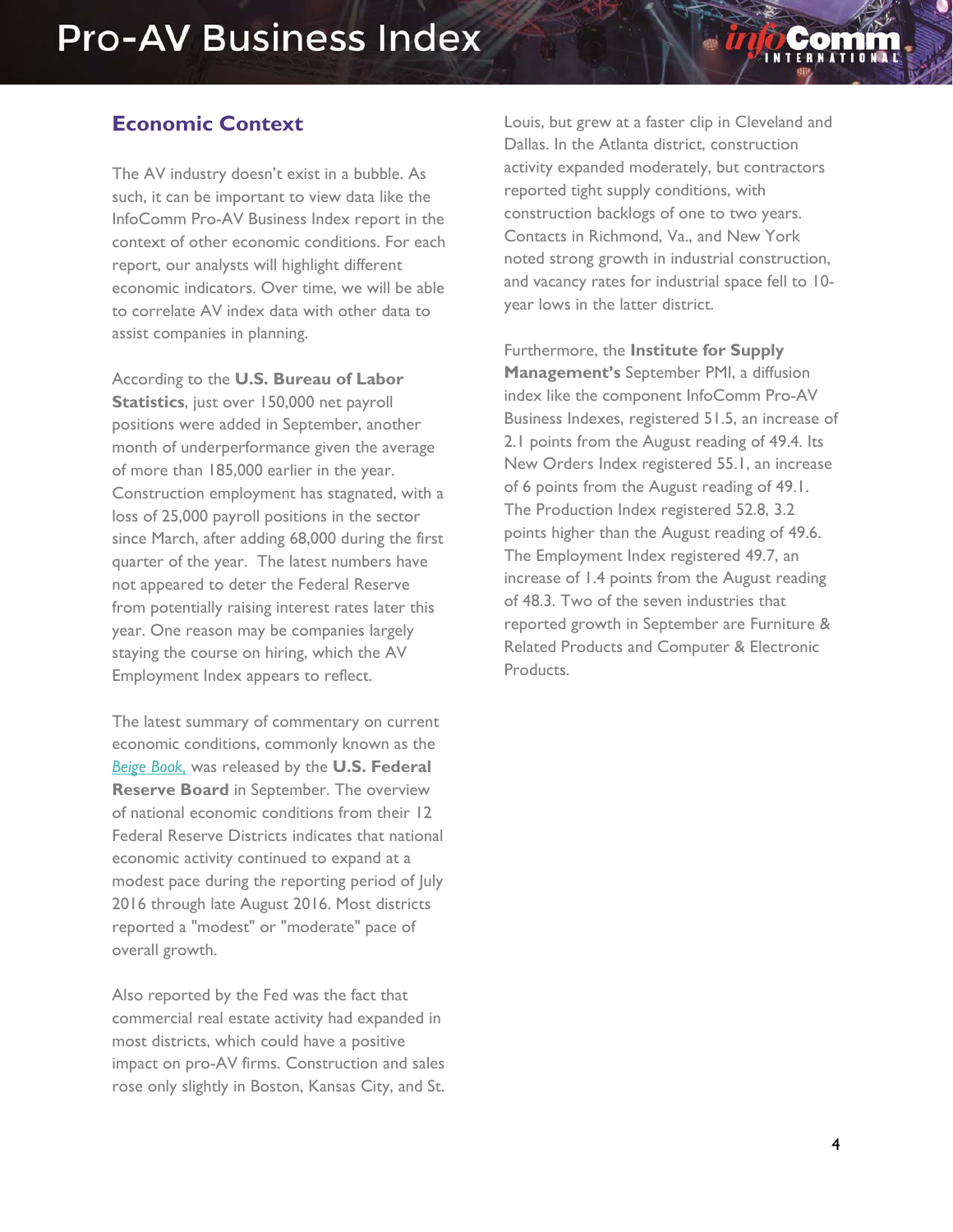## Economic Context

The AV industry doesn't exist in a bubble. As such, it can be important to view data like the InfoComm Pro-AV Business Index report in the context of other economic conditions. For each report, our analysts will highlight different economic indicators. Over time, we will be able to correlate AV index data with other data to assist companies in planning.

According to the **U.S. Bureau of Labor Statistics**, just over 150,000 net payroll positions were added in September, another month of underperformance given the average of more than 185,000 earlier in the year. Construction employment has stagnated, with a loss of 25,000 payroll positions in the sector since March, after adding 68,000 during the first quarter of the year. The latest numbers have not appeared to deter the Federal Reserve from potentially raising interest rates later this year. One reason may be companies largely staying the course on hiring, which the AV Employment Index appears to reflect.

The latest summary of commentary on current economic conditions, commonly known as the *Beige Book,* was released by the **U.S. Federal Reserve Board** in September. The overview of national economic conditions from their 12 Federal Reserve Districts indicates that national economic activity continued to expand at a modest pace during the reporting period of July 2016 through late August 2016. Most districts reported a "modest" or "moderate" pace of overall growth.

Also reported by the Fed was the fact that commercial real estate activity had expanded in most districts, which could have a positive impact on pro-AV firms. Construction and sales rose only slightly in Boston, Kansas City, and St. Louis, but grew at a faster clip in Cleveland and Dallas. In the Atlanta district, construction activity expanded moderately, but contractors reported tight supply conditions, with construction backlogs of one to two years. Contacts in Richmond, Va., and New York noted strong growth in industrial construction, and vacancy rates for industrial space fell to 10-year lows in the latter district.

Furthermore, the **Institute for Supply Management's** September PMI, a diffusion index like the component InfoComm Pro-AV Business Indexes, registered 51.5, an increase of 2.1 points from the August reading of 49.4. Its New Orders Index registered 55.1, an increase of 6 points from the August reading of 49.1. The Production Index registered 52.8, 3.2 points higher than the August reading of 49.6. The Employment Index registered 49.7, an increase of 1.4 points from the August reading of 48.3. Two of the seven industries that reported growth in September are Furniture & Related Products and Computer & Electronic Products.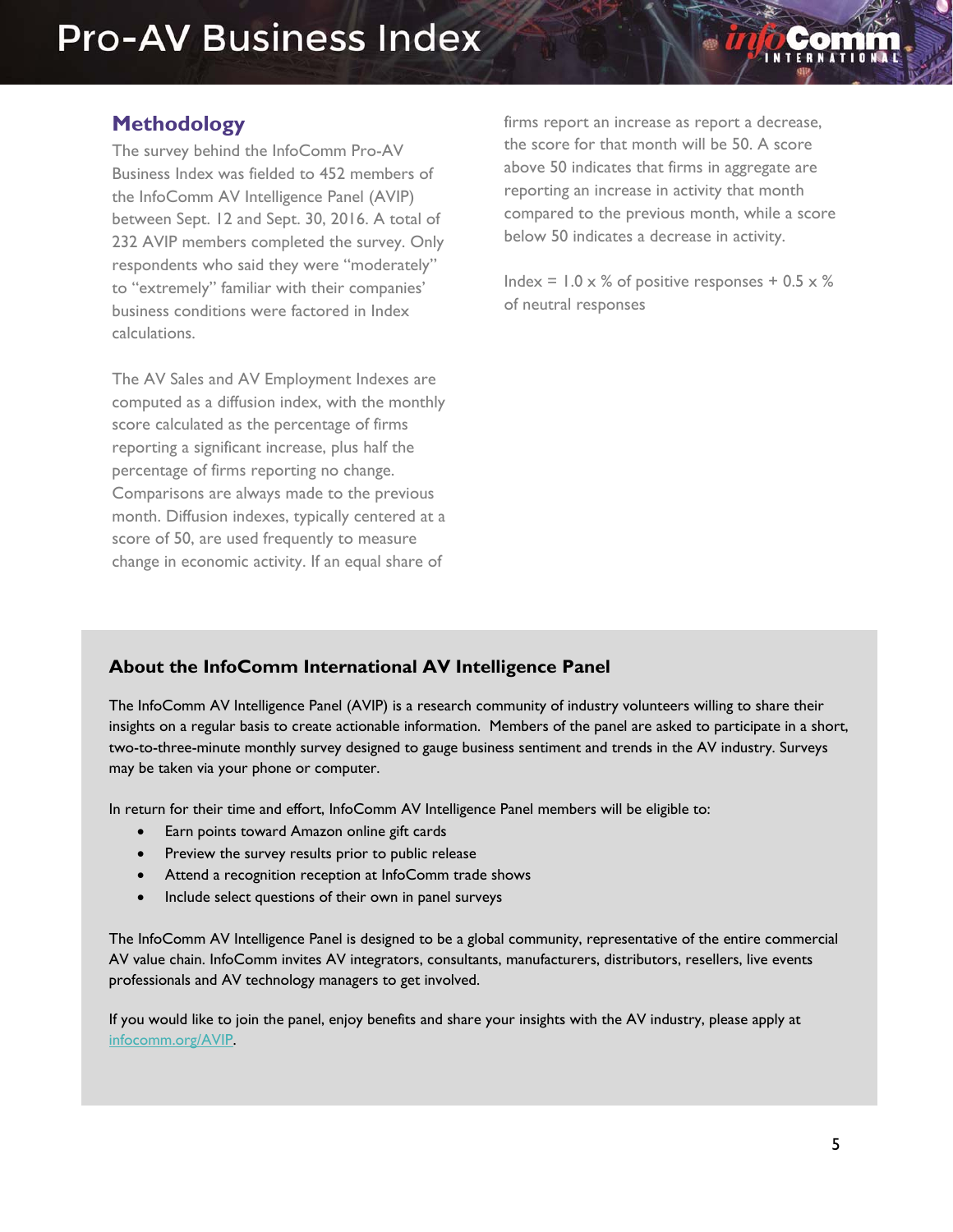## Methodology

The survey behind the InfoComm Pro-AV Business Index was fielded to 452 members of the InfoComm AV Intelligence Panel (AVIP) between Sept. 12 and Sept. 30, 2016. A total of 232 AVIP members completed the survey. Only respondents who said they were "moderately" to "extremely" familiar with their companies' business conditions were factored in Index calculations.

The AV Sales and AV Employment Indexes are computed as a diffusion index, with the monthly score calculated as the percentage of firms reporting a significant increase, plus half the percentage of firms reporting no change. Comparisons are always made to the previous month. Diffusion indexes, typically centered at a score of 50, are used frequently to measure change in economic activity. If an equal share of firms report an increase as report a decrease, the score for that month will be 50. A score above 50 indicates that firms in aggregate are reporting an increase in activity that month compared to the previous month, while a score below 50 indicates a decrease in activity.

Index = 1.0 x % of positive responses + 0.5 x % of neutral responses

### About the InfoComm International AV Intelligence Panel

The InfoComm AV Intelligence Panel (AVIP) is a research community of industry volunteers willing to share their insights on a regular basis to create actionable information. Members of the panel are asked to participate in a short, two-to-three-minute monthly survey designed to gauge business sentiment and trends in the AV industry. Surveys may be taken via your phone or computer.

In return for their time and effort, InfoComm AV Intelligence Panel members will be eligible to:

- Earn points toward Amazon online gift cards
- Preview the survey results prior to public release
- Attend a recognition reception at InfoComm trade shows
- Include select questions of their own in panel surveys

The InfoComm AV Intelligence Panel is designed to be a global community, representative of the entire commercial AV value chain. InfoComm invites AV integrators, consultants, manufacturers, distributors, resellers, live events professionals and AV technology managers to get involved.

If you would like to join the panel, enjoy benefits and share your insights with the AV industry, please apply at [infocomm.org/AVIP](infocomm.org/AVIP).